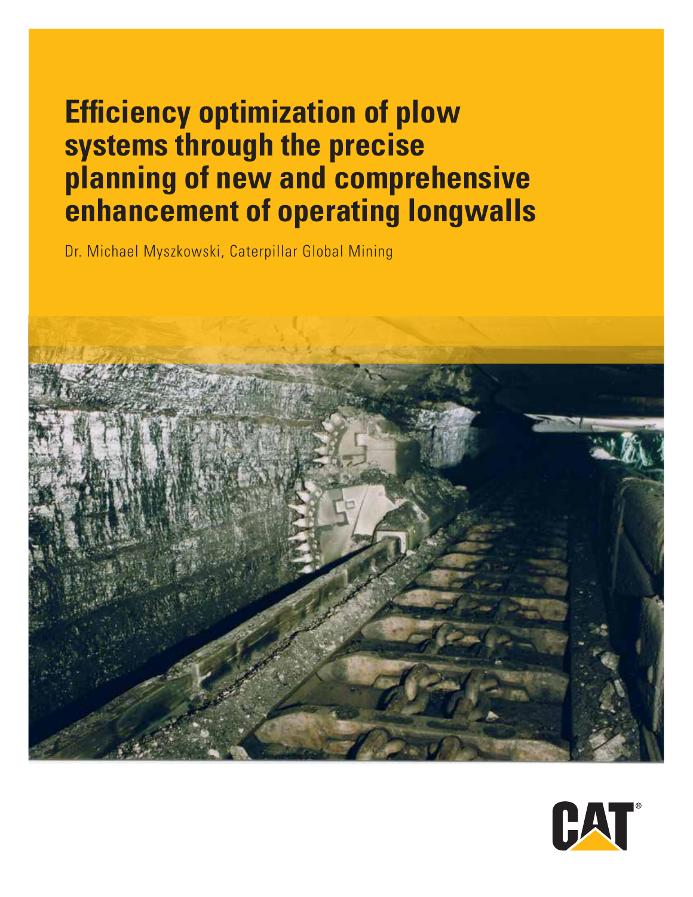# Efficiency optimization of plow systems through the precise planning of new and comprehensive enhancement of operating longwalls

Dr. Michael Myszkowski, Caterpillar Global Mining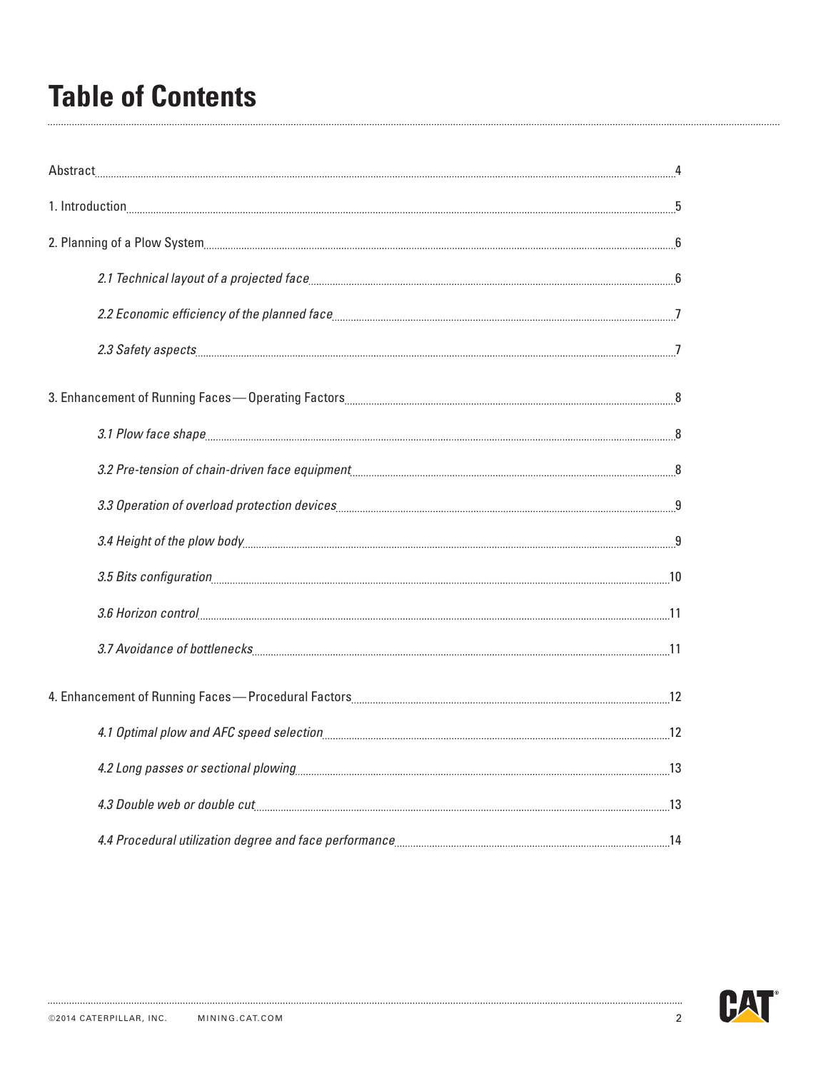# Table of Contents

Abstract ........ 4

1. Introduction ........ 5

2. Planning of a Plow System ........ 6

    *2.1 Technical layout of a projected face* ........ 6

    *2.2 Economic efficiency of the planned face* ........ 7

    *2.3 Safety aspects* ........ 7

3. Enhancement of Running Faces — Operating Factors ........ 8

    *3.1 Plow face shape* ........ 8

    *3.2 Pre-tension of chain-driven face equipment* ........ 8

    *3.3 Operation of overload protection devices* ........ 9

    *3.4 Height of the plow body* ........ 9

    *3.5 Bits configuration* ........ 10

    *3.6 Horizon control* ........ 11

    *3.7 Avoidance of bottlenecks* ........ 11

4. Enhancement of Running Faces — Procedural Factors ........ 12

    *4.1 Optimal plow and AFC speed selection* ........ 12

    *4.2 Long passes or sectional plowing* ........ 13

    *4.3 Double web or double cut* ........ 13

    *4.4 Procedural utilization degree and face performance* ........ 14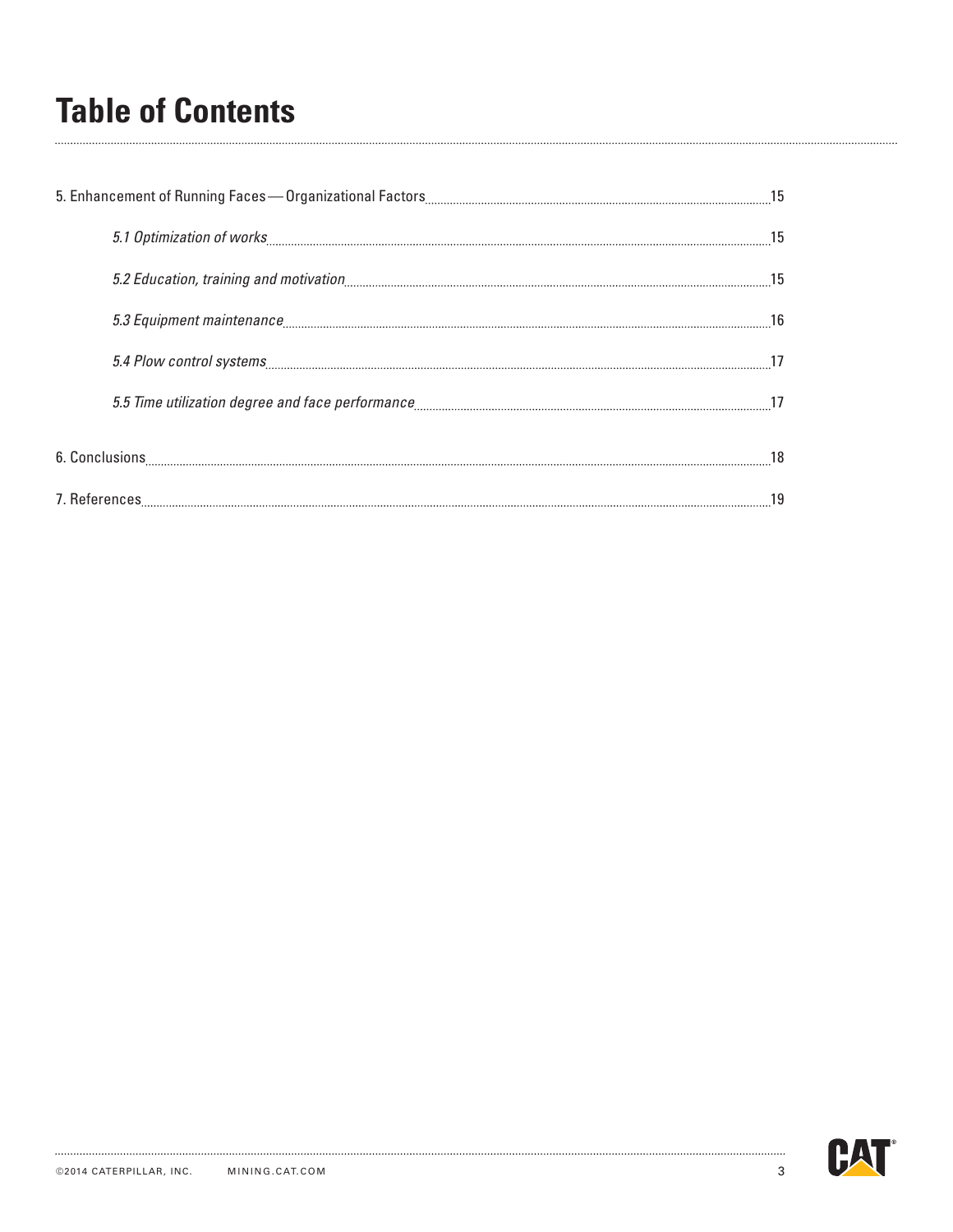# Table of Contents

5. Enhancement of Running Faces — Organizational Factors 15

*5.1 Optimization of works* 15

*5.2 Education, training and motivation* 15

*5.3 Equipment maintenance* 16

*5.4 Plow control systems* 17

*5.5 Time utilization degree and face performance* 17

6. Conclusions 18

7. References 19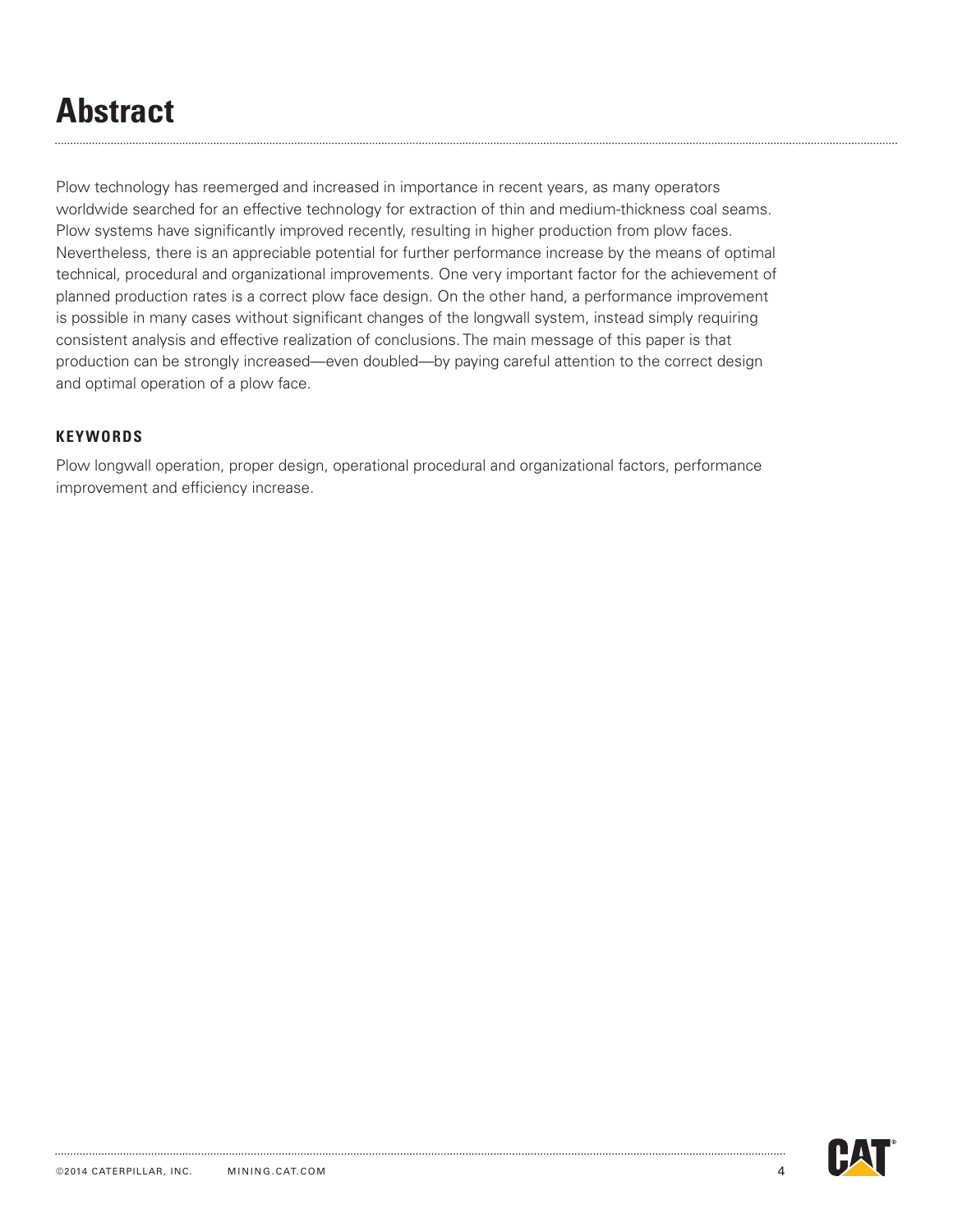# Abstract

Plow technology has reemerged and increased in importance in recent years, as many operators worldwide searched for an effective technology for extraction of thin and medium-thickness coal seams. Plow systems have significantly improved recently, resulting in higher production from plow faces. Nevertheless, there is an appreciable potential for further performance increase by the means of optimal technical, procedural and organizational improvements. One very important factor for the achievement of planned production rates is a correct plow face design. On the other hand, a performance improvement is possible in many cases without significant changes of the longwall system, instead simply requiring consistent analysis and effective realization of conclusions. The main message of this paper is that production can be strongly increased—even doubled—by paying careful attention to the correct design and optimal operation of a plow face.

#### KEYWORDS

Plow longwall operation, proper design, operational procedural and organizational factors, performance improvement and efficiency increase.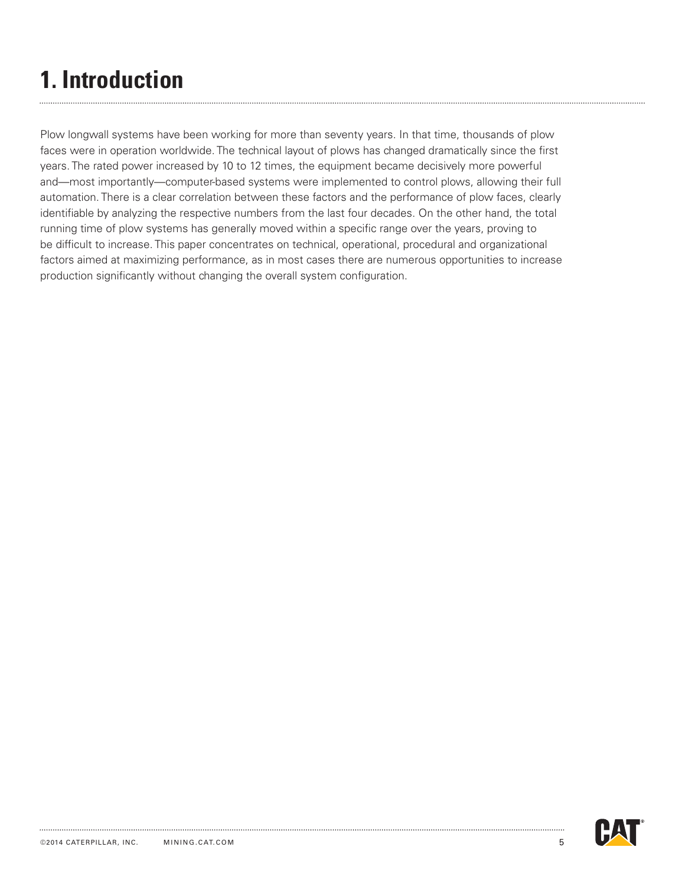# 1. Introduction

Plow longwall systems have been working for more than seventy years. In that time, thousands of plow faces were in operation worldwide. The technical layout of plows has changed dramatically since the first years. The rated power increased by 10 to 12 times, the equipment became decisively more powerful and—most importantly—computer-based systems were implemented to control plows, allowing their full automation. There is a clear correlation between these factors and the performance of plow faces, clearly identifiable by analyzing the respective numbers from the last four decades. On the other hand, the total running time of plow systems has generally moved within a specific range over the years, proving to be difficult to increase. This paper concentrates on technical, operational, procedural and organizational factors aimed at maximizing performance, as in most cases there are numerous opportunities to increase production significantly without changing the overall system configuration.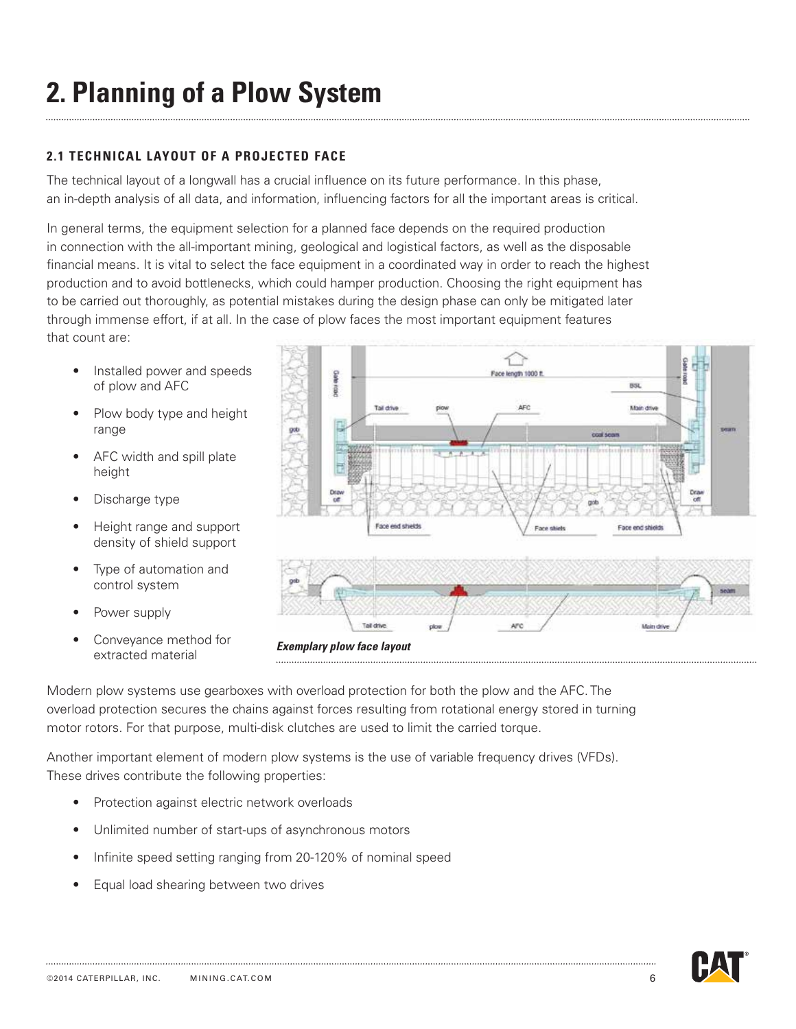# 2. Planning of a Plow System

## 2.1 TECHNICAL LAYOUT OF A PROJECTED FACE

The technical layout of a longwall has a crucial influence on its future performance. In this phase, an in-depth analysis of all data, and information, influencing factors for all the important areas is critical.

In general terms, the equipment selection for a planned face depends on the required production in connection with the all-important mining, geological and logistical factors, as well as the disposable financial means. It is vital to select the face equipment in a coordinated way in order to reach the highest production and to avoid bottlenecks, which could hamper production. Choosing the right equipment has to be carried out thoroughly, as potential mistakes during the design phase can only be mitigated later through immense effort, if at all. In the case of plow faces the most important equipment features that count are:

- Installed power and speeds of plow and AFC
- Plow body type and height range
- AFC width and spill plate height
- Discharge type
- Height range and support density of shield support
- Type of automation and control system
- Power supply
- Conveyance method for extracted material

Gate road
Face length 1000 ft.
Gate road
BSL
Tail drive
plow
AFC
Main drive
gob
coal seam
seam
Draw off
gob
Draw off
Face end shields
Face shiels
Face end shields
gob
seam
Tail drive
plow
AFC
Main drive

*Exemplary plow face layout*

Modern plow systems use gearboxes with overload protection for both the plow and the AFC. The overload protection secures the chains against forces resulting from rotational energy stored in turning motor rotors. For that purpose, multi-disk clutches are used to limit the carried torque.

Another important element of modern plow systems is the use of variable frequency drives (VFDs). These drives contribute the following properties:

- Protection against electric network overloads
- Unlimited number of start-ups of asynchronous motors
- Infinite speed setting ranging from 20-120% of nominal speed
- Equal load shearing between two drives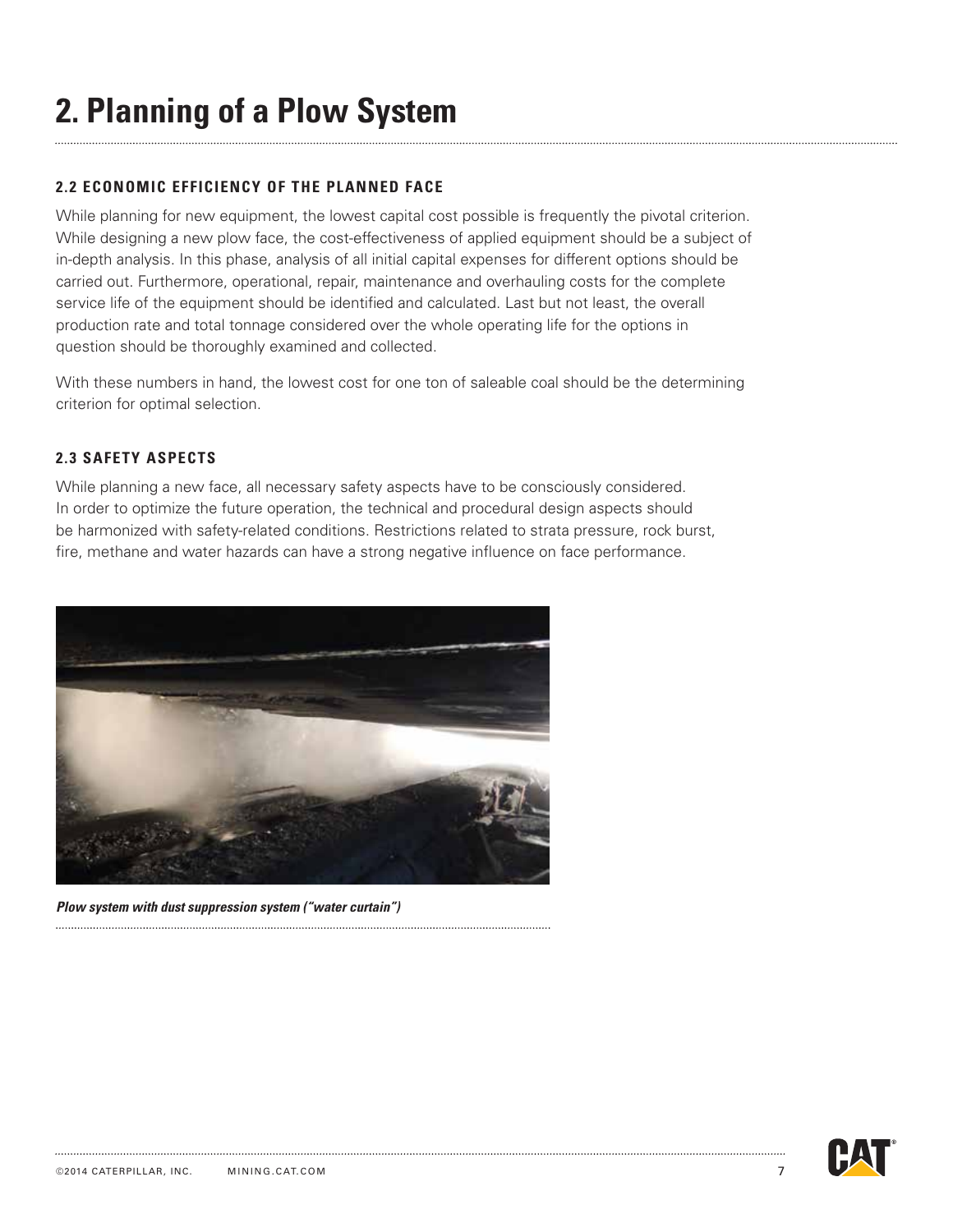# 2. Planning of a Plow System

## 2.2 ECONOMIC EFFICIENCY OF THE PLANNED FACE

While planning for new equipment, the lowest capital cost possible is frequently the pivotal criterion. While designing a new plow face, the cost-effectiveness of applied equipment should be a subject of in-depth analysis. In this phase, analysis of all initial capital expenses for different options should be carried out. Furthermore, operational, repair, maintenance and overhauling costs for the complete service life of the equipment should be identified and calculated. Last but not least, the overall production rate and total tonnage considered over the whole operating life for the options in question should be thoroughly examined and collected.

With these numbers in hand, the lowest cost for one ton of saleable coal should be the determining criterion for optimal selection.

## 2.3 SAFETY ASPECTS

While planning a new face, all necessary safety aspects have to be consciously considered. In order to optimize the future operation, the technical and procedural design aspects should be harmonized with safety-related conditions. Restrictions related to strata pressure, rock burst, fire, methane and water hazards can have a strong negative influence on face performance.

*Plow system with dust suppression system ("water curtain")*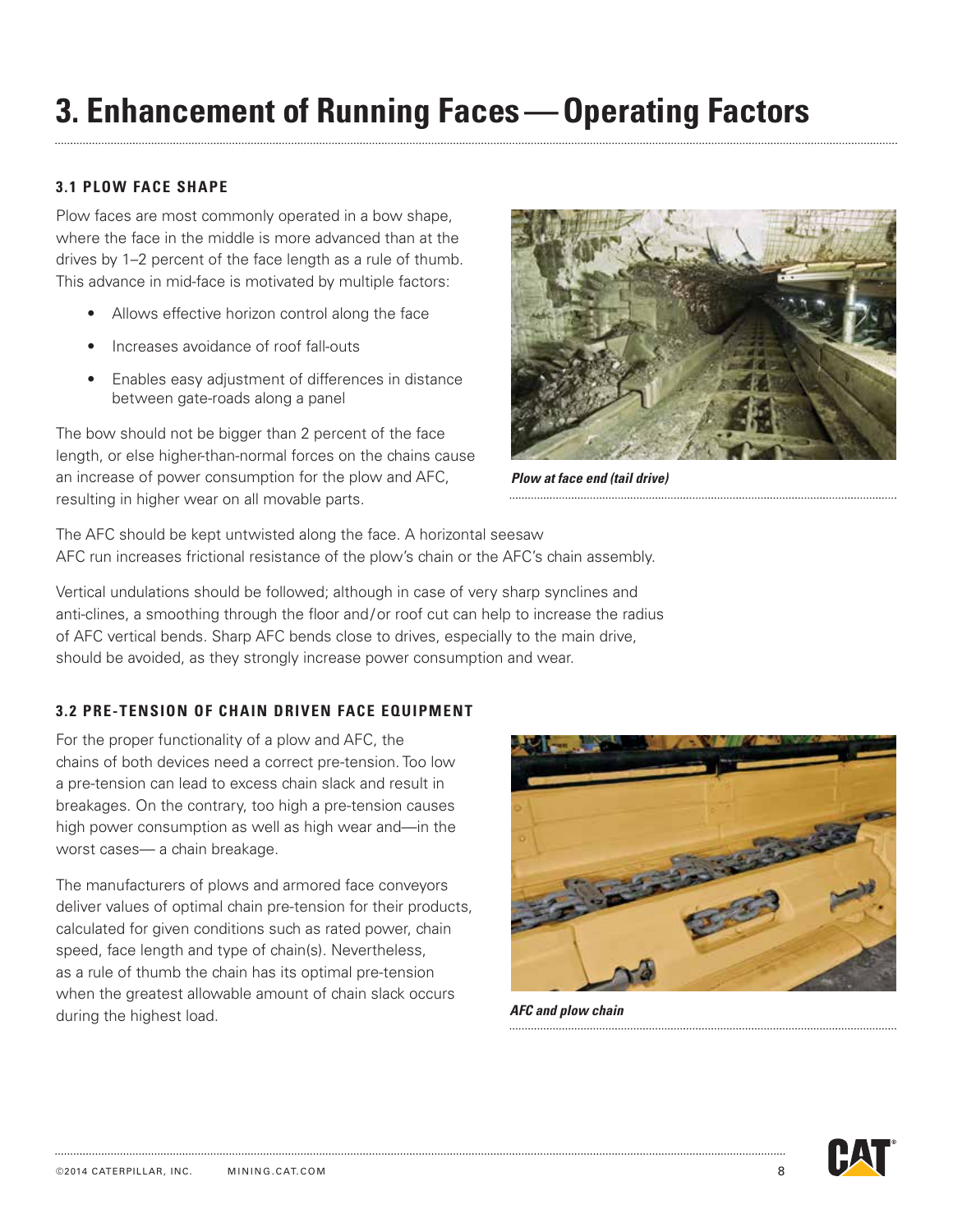# 3. Enhancement of Running Faces — Operating Factors

### 3.1 PLOW FACE SHAPE

Plow faces are most commonly operated in a bow shape, where the face in the middle is more advanced than at the drives by 1–2 percent of the face length as a rule of thumb. This advance in mid-face is motivated by multiple factors:

- Allows effective horizon control along the face
- Increases avoidance of roof fall-outs
- Enables easy adjustment of differences in distance between gate-roads along a panel

The bow should not be bigger than 2 percent of the face length, or else higher-than-normal forces on the chains cause an increase of power consumption for the plow and AFC, resulting in higher wear on all movable parts.

*Plow at face end (tail drive)*

The AFC should be kept untwisted along the face. A horizontal seesaw AFC run increases frictional resistance of the plow's chain or the AFC's chain assembly.

Vertical undulations should be followed; although in case of very sharp synclines and anti-clines, a smoothing through the floor and/or roof cut can help to increase the radius of AFC vertical bends. Sharp AFC bends close to drives, especially to the main drive, should be avoided, as they strongly increase power consumption and wear.

### 3.2 PRE-TENSION OF CHAIN DRIVEN FACE EQUIPMENT

For the proper functionality of a plow and AFC, the chains of both devices need a correct pre-tension. Too low a pre-tension can lead to excess chain slack and result in breakages. On the contrary, too high a pre-tension causes high power consumption as well as high wear and—in the worst cases— a chain breakage.

The manufacturers of plows and armored face conveyors deliver values of optimal chain pre-tension for their products, calculated for given conditions such as rated power, chain speed, face length and type of chain(s). Nevertheless, as a rule of thumb the chain has its optimal pre-tension when the greatest allowable amount of chain slack occurs during the highest load.

*AFC and plow chain*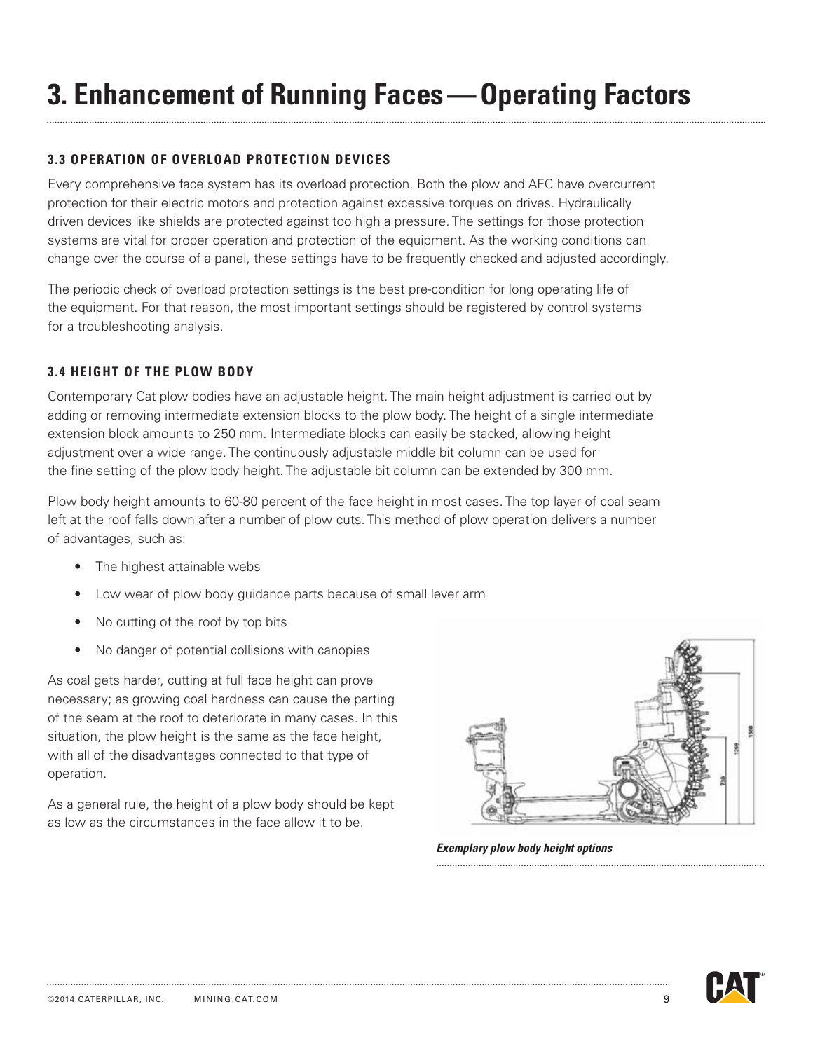# 3. Enhancement of Running Faces — Operating Factors

### 3.3 OPERATION OF OVERLOAD PROTECTION DEVICES

Every comprehensive face system has its overload protection. Both the plow and AFC have overcurrent protection for their electric motors and protection against excessive torques on drives. Hydraulically driven devices like shields are protected against too high a pressure. The settings for those protection systems are vital for proper operation and protection of the equipment. As the working conditions can change over the course of a panel, these settings have to be frequently checked and adjusted accordingly.

The periodic check of overload protection settings is the best pre-condition for long operating life of the equipment. For that reason, the most important settings should be registered by control systems for a troubleshooting analysis.

### 3.4 HEIGHT OF THE PLOW BODY

Contemporary Cat plow bodies have an adjustable height. The main height adjustment is carried out by adding or removing intermediate extension blocks to the plow body. The height of a single intermediate extension block amounts to 250 mm. Intermediate blocks can easily be stacked, allowing height adjustment over a wide range. The continuously adjustable middle bit column can be used for the fine setting of the plow body height. The adjustable bit column can be extended by 300 mm.

Plow body height amounts to 60-80 percent of the face height in most cases. The top layer of coal seam left at the roof falls down after a number of plow cuts. This method of plow operation delivers a number of advantages, such as:

- The highest attainable webs
- Low wear of plow body guidance parts because of small lever arm
- No cutting of the roof by top bits
- No danger of potential collisions with canopies

As coal gets harder, cutting at full face height can prove necessary; as growing coal hardness can cause the parting of the seam at the roof to deteriorate in many cases. In this situation, the plow height is the same as the face height, with all of the disadvantages connected to that type of operation.

As a general rule, the height of a plow body should be kept as low as the circumstances in the face allow it to be.

720
1250
1550

*Exemplary plow body height options*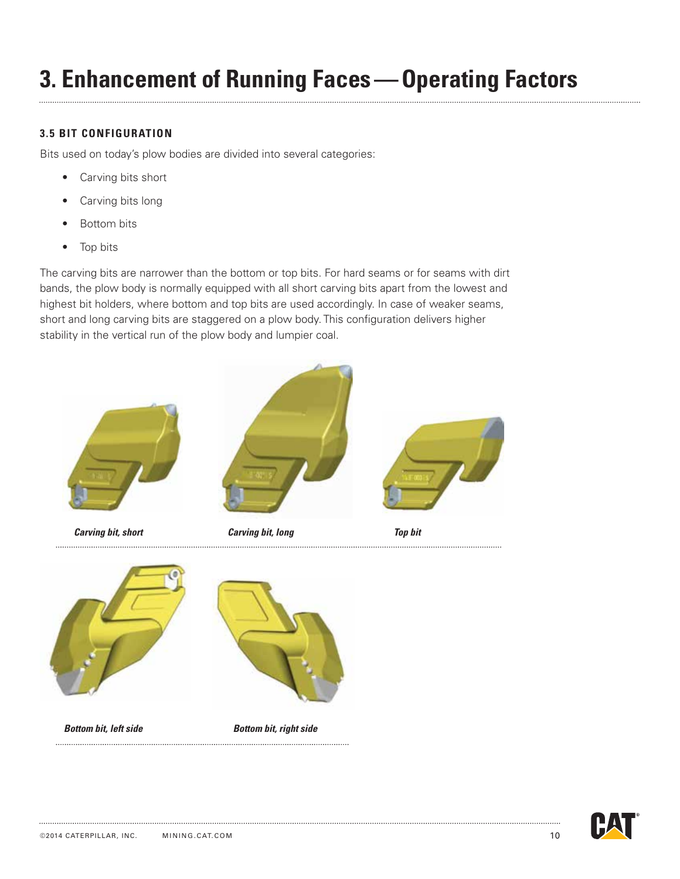# 3. Enhancement of Running Faces — Operating Factors

### 3.5 BIT CONFIGURATION

Bits used on today's plow bodies are divided into several categories:

- Carving bits short
- Carving bits long
- Bottom bits
- Top bits

The carving bits are narrower than the bottom or top bits. For hard seams or for seams with dirt bands, the plow body is normally equipped with all short carving bits apart from the lowest and highest bit holders, where bottom and top bits are used accordingly. In case of weaker seams, short and long carving bits are staggered on a plow body. This configuration delivers higher stability in the vertical run of the plow body and lumpier coal.

*Carving bit, short*

*Carving bit, long*

*Top bit*

*Bottom bit, left side*

*Bottom bit, right side*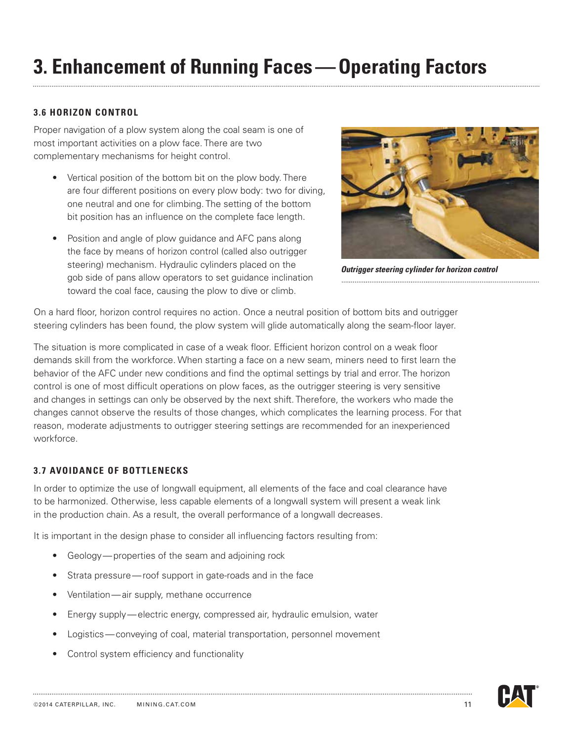# 3. Enhancement of Running Faces — Operating Factors

### 3.6 HORIZON CONTROL

Proper navigation of a plow system along the coal seam is one of most important activities on a plow face. There are two complementary mechanisms for height control.

- Vertical position of the bottom bit on the plow body. There are four different positions on every plow body: two for diving, one neutral and one for climbing. The setting of the bottom bit position has an influence on the complete face length.
- Position and angle of plow guidance and AFC pans along the face by means of horizon control (called also outrigger steering) mechanism. Hydraulic cylinders placed on the gob side of pans allow operators to set guidance inclination toward the coal face, causing the plow to dive or climb.

***Outrigger steering cylinder for horizon control***

On a hard floor, horizon control requires no action. Once a neutral position of bottom bits and outrigger steering cylinders has been found, the plow system will glide automatically along the seam-floor layer.

The situation is more complicated in case of a weak floor. Efficient horizon control on a weak floor demands skill from the workforce. When starting a face on a new seam, miners need to first learn the behavior of the AFC under new conditions and find the optimal settings by trial and error. The horizon control is one of most difficult operations on plow faces, as the outrigger steering is very sensitive and changes in settings can only be observed by the next shift. Therefore, the workers who made the changes cannot observe the results of those changes, which complicates the learning process. For that reason, moderate adjustments to outrigger steering settings are recommended for an inexperienced workforce.

### 3.7 AVOIDANCE OF BOTTLENECKS

In order to optimize the use of longwall equipment, all elements of the face and coal clearance have to be harmonized. Otherwise, less capable elements of a longwall system will present a weak link in the production chain. As a result, the overall performance of a longwall decreases.

It is important in the design phase to consider all influencing factors resulting from:

- Geology — properties of the seam and adjoining rock
- Strata pressure — roof support in gate-roads and in the face
- Ventilation — air supply, methane occurrence
- Energy supply — electric energy, compressed air, hydraulic emulsion, water
- Logistics — conveying of coal, material transportation, personnel movement
- Control system efficiency and functionality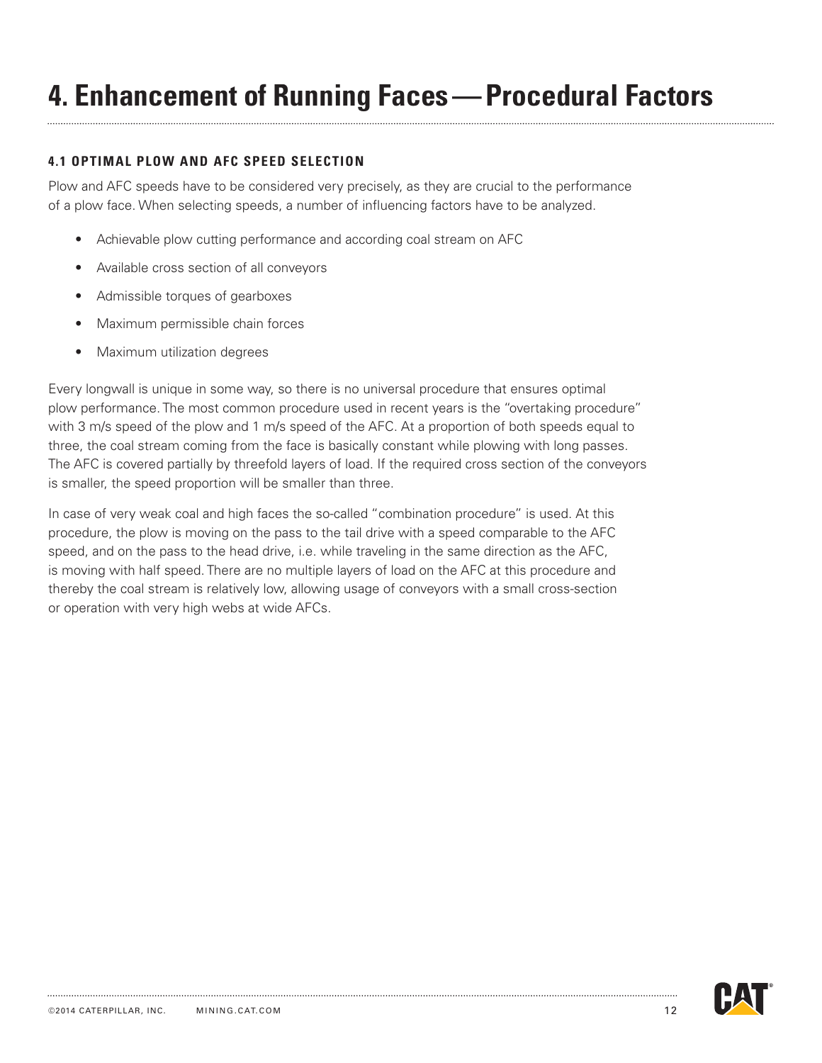# 4. Enhancement of Running Faces — Procedural Factors

### 4.1 OPTIMAL PLOW AND AFC SPEED SELECTION

Plow and AFC speeds have to be considered very precisely, as they are crucial to the performance of a plow face. When selecting speeds, a number of influencing factors have to be analyzed.

- Achievable plow cutting performance and according coal stream on AFC
- Available cross section of all conveyors
- Admissible torques of gearboxes
- Maximum permissible chain forces
- Maximum utilization degrees

Every longwall is unique in some way, so there is no universal procedure that ensures optimal plow performance. The most common procedure used in recent years is the "overtaking procedure" with 3 m/s speed of the plow and 1 m/s speed of the AFC. At a proportion of both speeds equal to three, the coal stream coming from the face is basically constant while plowing with long passes. The AFC is covered partially by threefold layers of load. If the required cross section of the conveyors is smaller, the speed proportion will be smaller than three.

In case of very weak coal and high faces the so-called "combination procedure" is used. At this procedure, the plow is moving on the pass to the tail drive with a speed comparable to the AFC speed, and on the pass to the head drive, i.e. while traveling in the same direction as the AFC, is moving with half speed. There are no multiple layers of load on the AFC at this procedure and thereby the coal stream is relatively low, allowing usage of conveyors with a small cross-section or operation with very high webs at wide AFCs.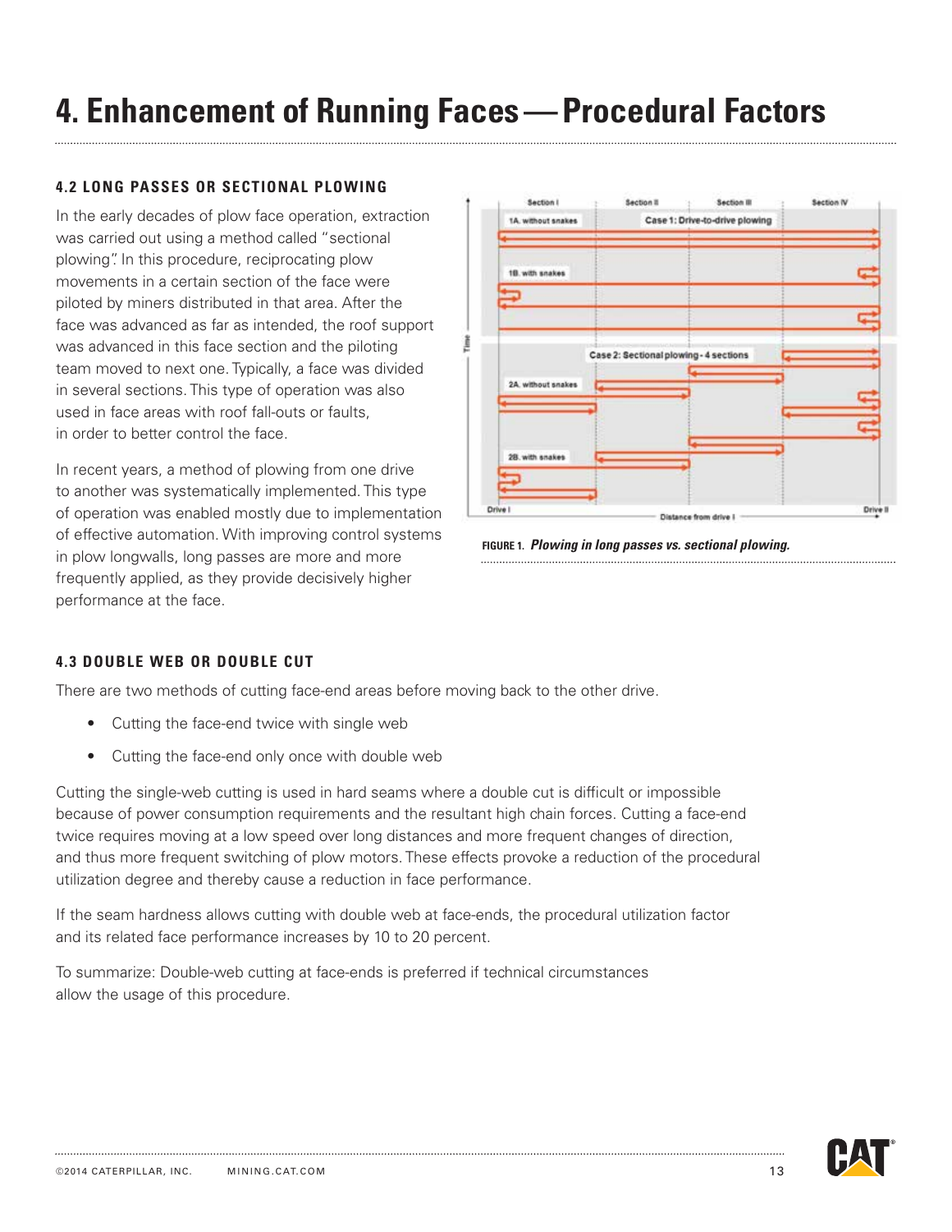# 4. Enhancement of Running Faces — Procedural Factors

### 4.2 LONG PASSES OR SECTIONAL PLOWING

In the early decades of plow face operation, extraction was carried out using a method called "sectional plowing". In this procedure, reciprocating plow movements in a certain section of the face were piloted by miners distributed in that area. After the face was advanced as far as intended, the roof support was advanced in this face section and the piloting team moved to next one. Typically, a face was divided in several sections. This type of operation was also used in face areas with roof fall-outs or faults, in order to better control the face.

In recent years, a method of plowing from one drive to another was systematically implemented. This type of operation was enabled mostly due to implementation of effective automation. With improving control systems in plow longwalls, long passes are more and more frequently applied, as they provide decisively higher performance at the face.

Section I
Section II
Section III
Section IV
1A. without snakes
Case 1: Drive-to-drive plowing
1B. with snakes
Time
Case 2: Sectional plowing - 4 sections
2A. without snakes
2B. with snakes
Drive I
Distance from drive I
Drive II

**FIGURE 1.** ***Plowing in long passes vs. sectional plowing.***

### 4.3 DOUBLE WEB OR DOUBLE CUT

There are two methods of cutting face-end areas before moving back to the other drive.

- Cutting the face-end twice with single web
- Cutting the face-end only once with double web

Cutting the single-web cutting is used in hard seams where a double cut is difficult or impossible because of power consumption requirements and the resultant high chain forces. Cutting a face-end twice requires moving at a low speed over long distances and more frequent changes of direction, and thus more frequent switching of plow motors. These effects provoke a reduction of the procedural utilization degree and thereby cause a reduction in face performance.

If the seam hardness allows cutting with double web at face-ends, the procedural utilization factor and its related face performance increases by 10 to 20 percent.

To summarize: Double-web cutting at face-ends is preferred if technical circumstances allow the usage of this procedure.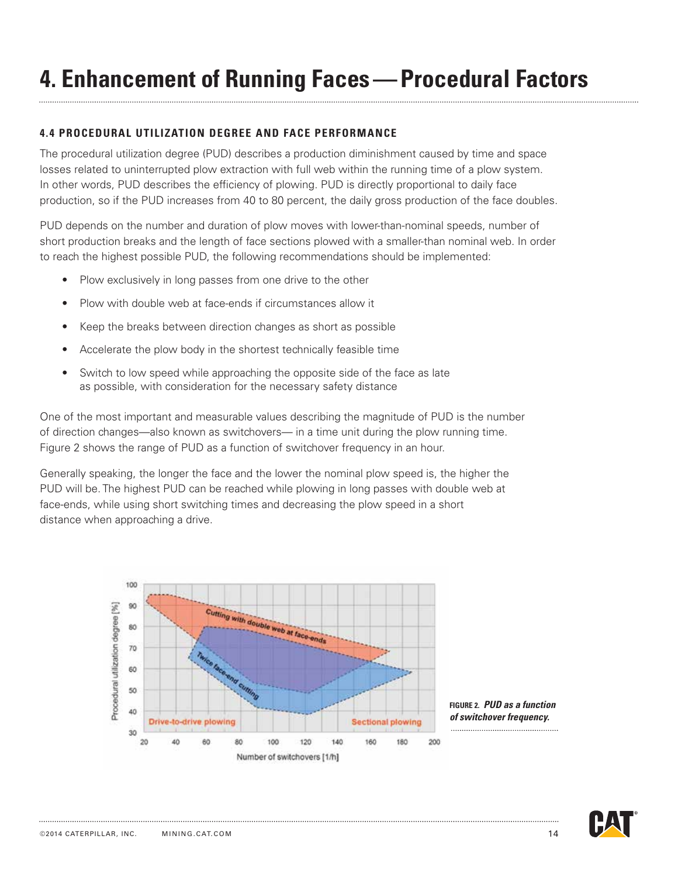# 4. Enhancement of Running Faces — Procedural Factors

### 4.4 PROCEDURAL UTILIZATION DEGREE AND FACE PERFORMANCE

The procedural utilization degree (PUD) describes a production diminishment caused by time and space losses related to uninterrupted plow extraction with full web within the running time of a plow system. In other words, PUD describes the efficiency of plowing. PUD is directly proportional to daily face production, so if the PUD increases from 40 to 80 percent, the daily gross production of the face doubles.

PUD depends on the number and duration of plow moves with lower-than-nominal speeds, number of short production breaks and the length of face sections plowed with a smaller-than nominal web. In order to reach the highest possible PUD, the following recommendations should be implemented:

- Plow exclusively in long passes from one drive to the other
- Plow with double web at face-ends if circumstances allow it
- Keep the breaks between direction changes as short as possible
- Accelerate the plow body in the shortest technically feasible time
- Switch to low speed while approaching the opposite side of the face as late as possible, with consideration for the necessary safety distance

One of the most important and measurable values describing the magnitude of PUD is the number of direction changes—also known as switchovers— in a time unit during the plow running time. Figure 2 shows the range of PUD as a function of switchover frequency in an hour.

Generally speaking, the longer the face and the lower the nominal plow speed is, the higher the PUD will be. The highest PUD can be reached while plowing in long passes with double web at face-ends, while using short switching times and decreasing the plow speed in a short distance when approaching a drive.

Procedural utilization degree [%]

100
90
80
70
60
50
40
30

Cutting with double web at face-ends

Twice face-end cutting

Drive-to-drive plowing

Sectional plowing

20 40 60 80 100 120 140 160 180 200

Number of switchovers [1/h]

**FIGURE 2.** ***PUD as a function of switchover frequency.***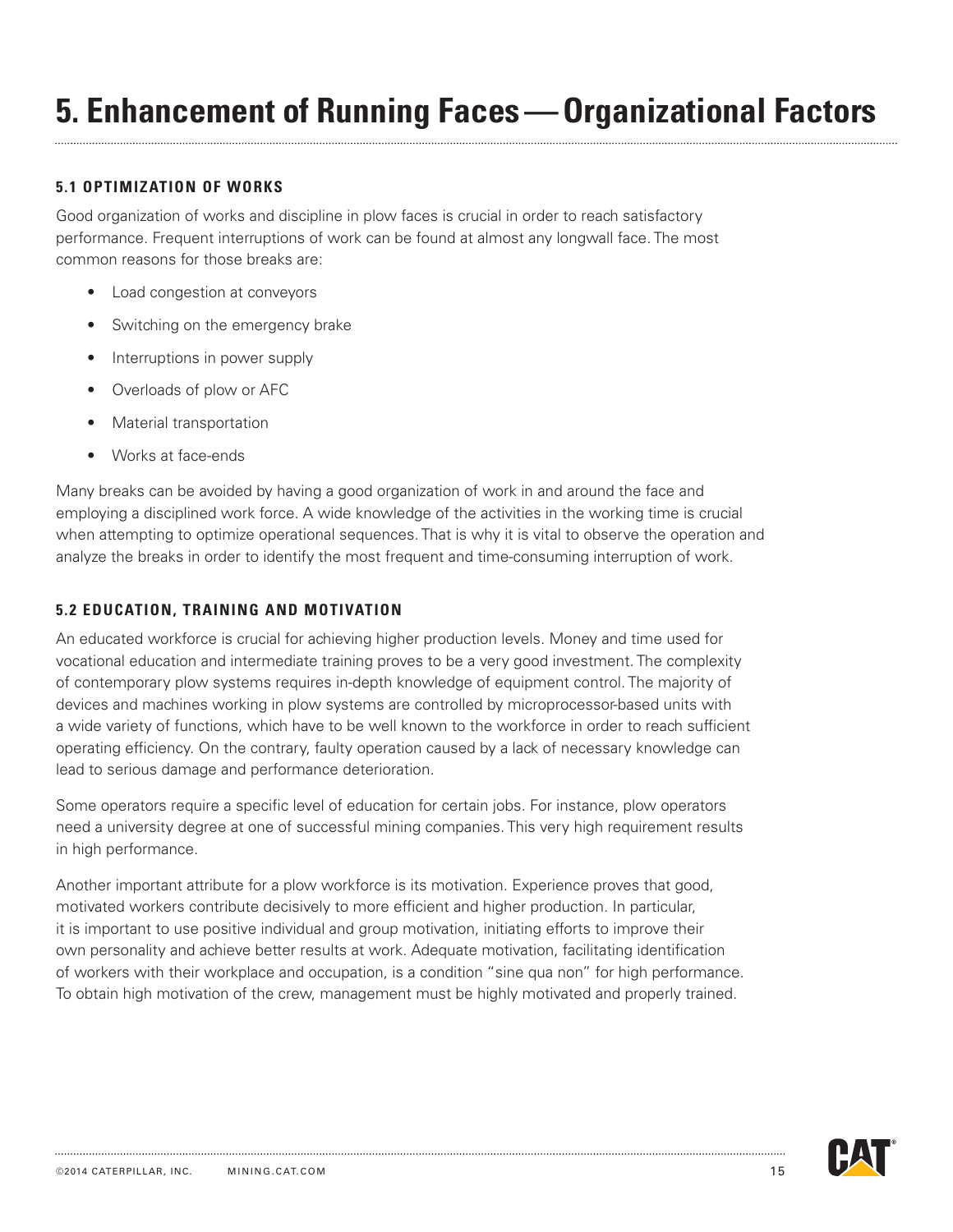# 5. Enhancement of Running Faces — Organizational Factors

### 5.1 OPTIMIZATION OF WORKS

Good organization of works and discipline in plow faces is crucial in order to reach satisfactory performance. Frequent interruptions of work can be found at almost any longwall face. The most common reasons for those breaks are:

- Load congestion at conveyors
- Switching on the emergency brake
- Interruptions in power supply
- Overloads of plow or AFC
- Material transportation
- Works at face-ends

Many breaks can be avoided by having a good organization of work in and around the face and employing a disciplined work force. A wide knowledge of the activities in the working time is crucial when attempting to optimize operational sequences. That is why it is vital to observe the operation and analyze the breaks in order to identify the most frequent and time-consuming interruption of work.

### 5.2 EDUCATION, TRAINING AND MOTIVATION

An educated workforce is crucial for achieving higher production levels. Money and time used for vocational education and intermediate training proves to be a very good investment. The complexity of contemporary plow systems requires in-depth knowledge of equipment control. The majority of devices and machines working in plow systems are controlled by microprocessor-based units with a wide variety of functions, which have to be well known to the workforce in order to reach sufficient operating efficiency. On the contrary, faulty operation caused by a lack of necessary knowledge can lead to serious damage and performance deterioration.

Some operators require a specific level of education for certain jobs. For instance, plow operators need a university degree at one of successful mining companies. This very high requirement results in high performance.

Another important attribute for a plow workforce is its motivation. Experience proves that good, motivated workers contribute decisively to more efficient and higher production. In particular, it is important to use positive individual and group motivation, initiating efforts to improve their own personality and achieve better results at work. Adequate motivation, facilitating identification of workers with their workplace and occupation, is a condition "sine qua non" for high performance. To obtain high motivation of the crew, management must be highly motivated and properly trained.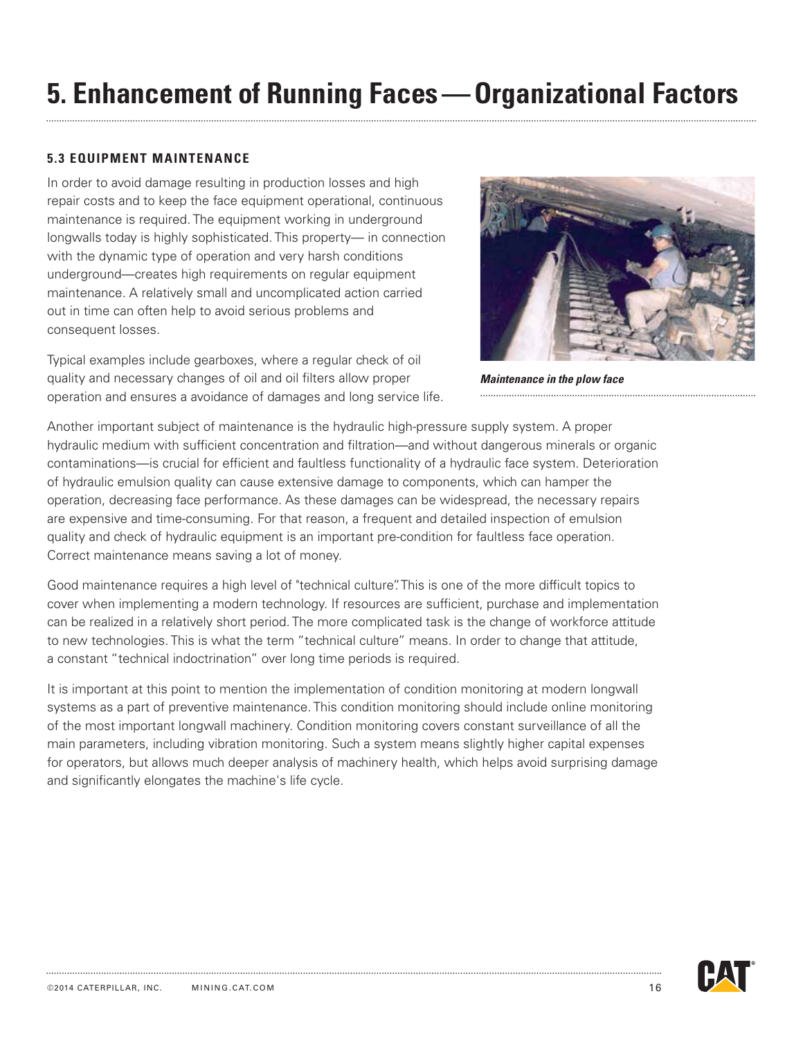# 5. Enhancement of Running Faces — Organizational Factors

### 5.3 EQUIPMENT MAINTENANCE

In order to avoid damage resulting in production losses and high repair costs and to keep the face equipment operational, continuous maintenance is required. The equipment working in underground longwalls today is highly sophisticated. This property— in connection with the dynamic type of operation and very harsh conditions underground—creates high requirements on regular equipment maintenance. A relatively small and uncomplicated action carried out in time can often help to avoid serious problems and consequent losses.

Typical examples include gearboxes, where a regular check of oil quality and necessary changes of oil and oil filters allow proper operation and ensures a avoidance of damages and long service life.

***Maintenance in the plow face***

Another important subject of maintenance is the hydraulic high-pressure supply system. A proper hydraulic medium with sufficient concentration and filtration—and without dangerous minerals or organic contaminations—is crucial for efficient and faultless functionality of a hydraulic face system. Deterioration of hydraulic emulsion quality can cause extensive damage to components, which can hamper the operation, decreasing face performance. As these damages can be widespread, the necessary repairs are expensive and time-consuming. For that reason, a frequent and detailed inspection of emulsion quality and check of hydraulic equipment is an important pre-condition for faultless face operation. Correct maintenance means saving a lot of money.

Good maintenance requires a high level of "technical culture". This is one of the more difficult topics to cover when implementing a modern technology. If resources are sufficient, purchase and implementation can be realized in a relatively short period. The more complicated task is the change of workforce attitude to new technologies. This is what the term "technical culture" means. In order to change that attitude, a constant "technical indoctrination" over long time periods is required.

It is important at this point to mention the implementation of condition monitoring at modern longwall systems as a part of preventive maintenance. This condition monitoring should include online monitoring of the most important longwall machinery. Condition monitoring covers constant surveillance of all the main parameters, including vibration monitoring. Such a system means slightly higher capital expenses for operators, but allows much deeper analysis of machinery health, which helps avoid surprising damage and significantly elongates the machine's life cycle.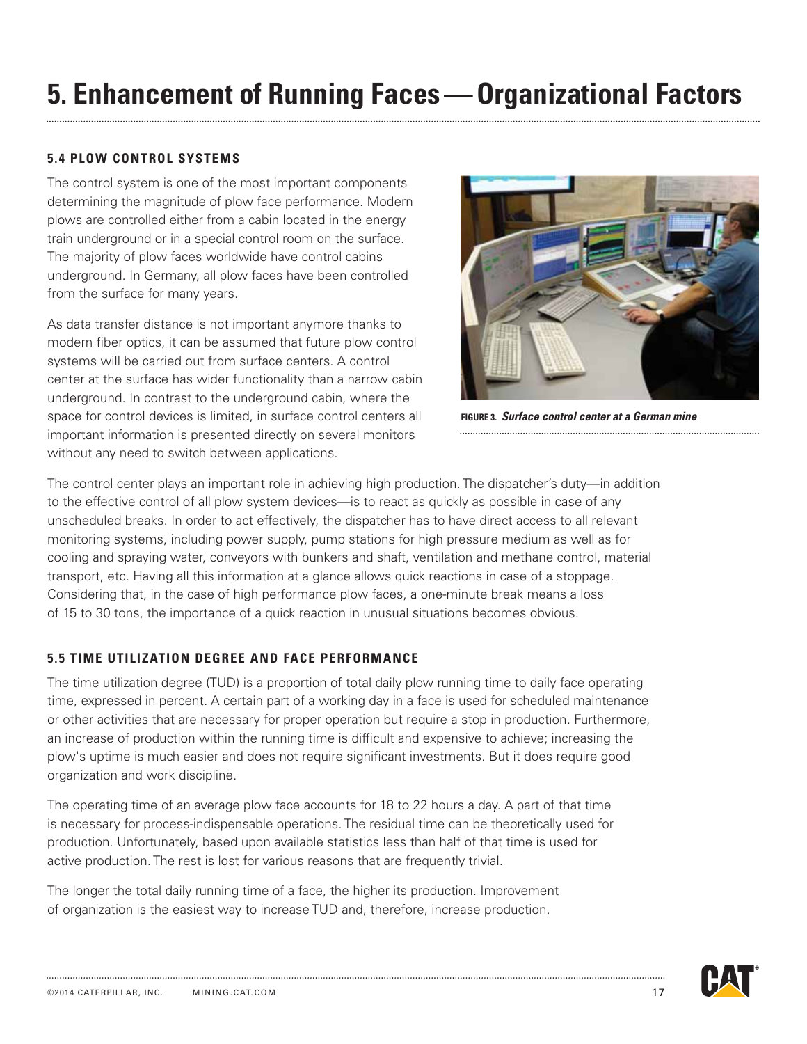# 5. Enhancement of Running Faces — Organizational Factors

### 5.4 PLOW CONTROL SYSTEMS

The control system is one of the most important components determining the magnitude of plow face performance. Modern plows are controlled either from a cabin located in the energy train underground or in a special control room on the surface. The majority of plow faces worldwide have control cabins underground. In Germany, all plow faces have been controlled from the surface for many years.

As data transfer distance is not important anymore thanks to modern fiber optics, it can be assumed that future plow control systems will be carried out from surface centers. A control center at the surface has wider functionality than a narrow cabin underground. In contrast to the underground cabin, where the space for control devices is limited, in surface control centers all important information is presented directly on several monitors without any need to switch between applications.

**FIGURE 3.** ***Surface control center at a German mine***

The control center plays an important role in achieving high production. The dispatcher's duty—in addition to the effective control of all plow system devices—is to react as quickly as possible in case of any unscheduled breaks. In order to act effectively, the dispatcher has to have direct access to all relevant monitoring systems, including power supply, pump stations for high pressure medium as well as for cooling and spraying water, conveyors with bunkers and shaft, ventilation and methane control, material transport, etc. Having all this information at a glance allows quick reactions in case of a stoppage. Considering that, in the case of high performance plow faces, a one-minute break means a loss of 15 to 30 tons, the importance of a quick reaction in unusual situations becomes obvious.

### 5.5 TIME UTILIZATION DEGREE AND FACE PERFORMANCE

The time utilization degree (TUD) is a proportion of total daily plow running time to daily face operating time, expressed in percent. A certain part of a working day in a face is used for scheduled maintenance or other activities that are necessary for proper operation but require a stop in production. Furthermore, an increase of production within the running time is difficult and expensive to achieve; increasing the plow's uptime is much easier and does not require significant investments. But it does require good organization and work discipline.

The operating time of an average plow face accounts for 18 to 22 hours a day. A part of that time is necessary for process-indispensable operations. The residual time can be theoretically used for production. Unfortunately, based upon available statistics less than half of that time is used for active production. The rest is lost for various reasons that are frequently trivial.

The longer the total daily running time of a face, the higher its production. Improvement of organization is the easiest way to increase TUD and, therefore, increase production.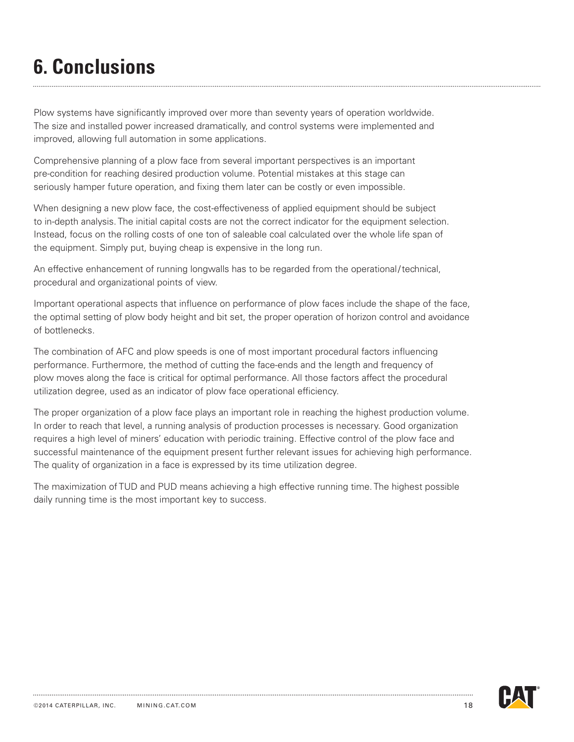# 6. Conclusions

Plow systems have significantly improved over more than seventy years of operation worldwide. The size and installed power increased dramatically, and control systems were implemented and improved, allowing full automation in some applications.

Comprehensive planning of a plow face from several important perspectives is an important pre-condition for reaching desired production volume. Potential mistakes at this stage can seriously hamper future operation, and fixing them later can be costly or even impossible.

When designing a new plow face, the cost-effectiveness of applied equipment should be subject to in-depth analysis. The initial capital costs are not the correct indicator for the equipment selection. Instead, focus on the rolling costs of one ton of saleable coal calculated over the whole life span of the equipment. Simply put, buying cheap is expensive in the long run.

An effective enhancement of running longwalls has to be regarded from the operational/technical, procedural and organizational points of view.

Important operational aspects that influence on performance of plow faces include the shape of the face, the optimal setting of plow body height and bit set, the proper operation of horizon control and avoidance of bottlenecks.

The combination of AFC and plow speeds is one of most important procedural factors influencing performance. Furthermore, the method of cutting the face-ends and the length and frequency of plow moves along the face is critical for optimal performance. All those factors affect the procedural utilization degree, used as an indicator of plow face operational efficiency.

The proper organization of a plow face plays an important role in reaching the highest production volume. In order to reach that level, a running analysis of production processes is necessary. Good organization requires a high level of miners' education with periodic training. Effective control of the plow face and successful maintenance of the equipment present further relevant issues for achieving high performance. The quality of organization in a face is expressed by its time utilization degree.

The maximization of TUD and PUD means achieving a high effective running time. The highest possible daily running time is the most important key to success.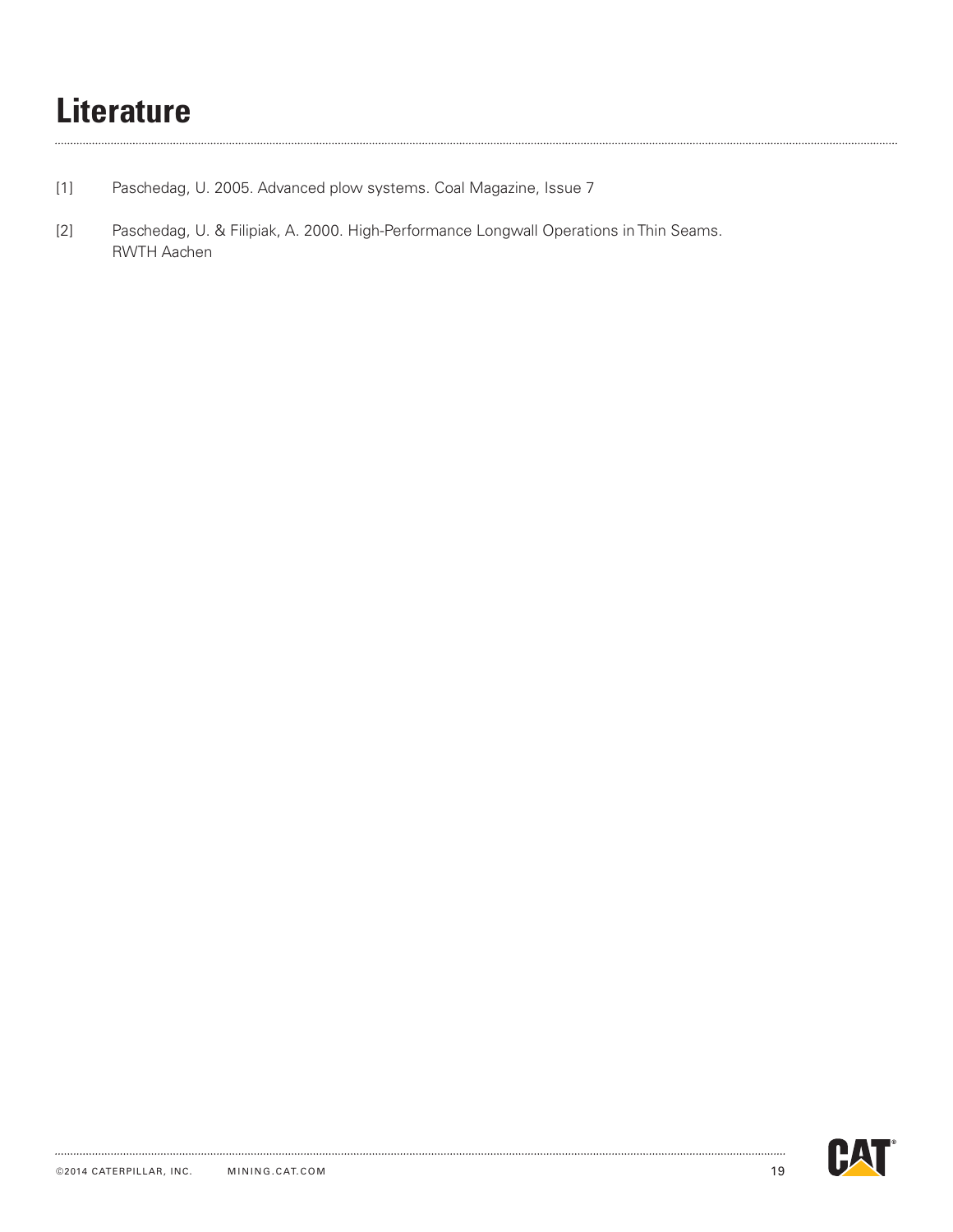# Literature

[1] Paschedag, U. 2005. Advanced plow systems. Coal Magazine, Issue 7

[2] Paschedag, U. & Filipiak, A. 2000. High-Performance Longwall Operations in Thin Seams. RWTH Aachen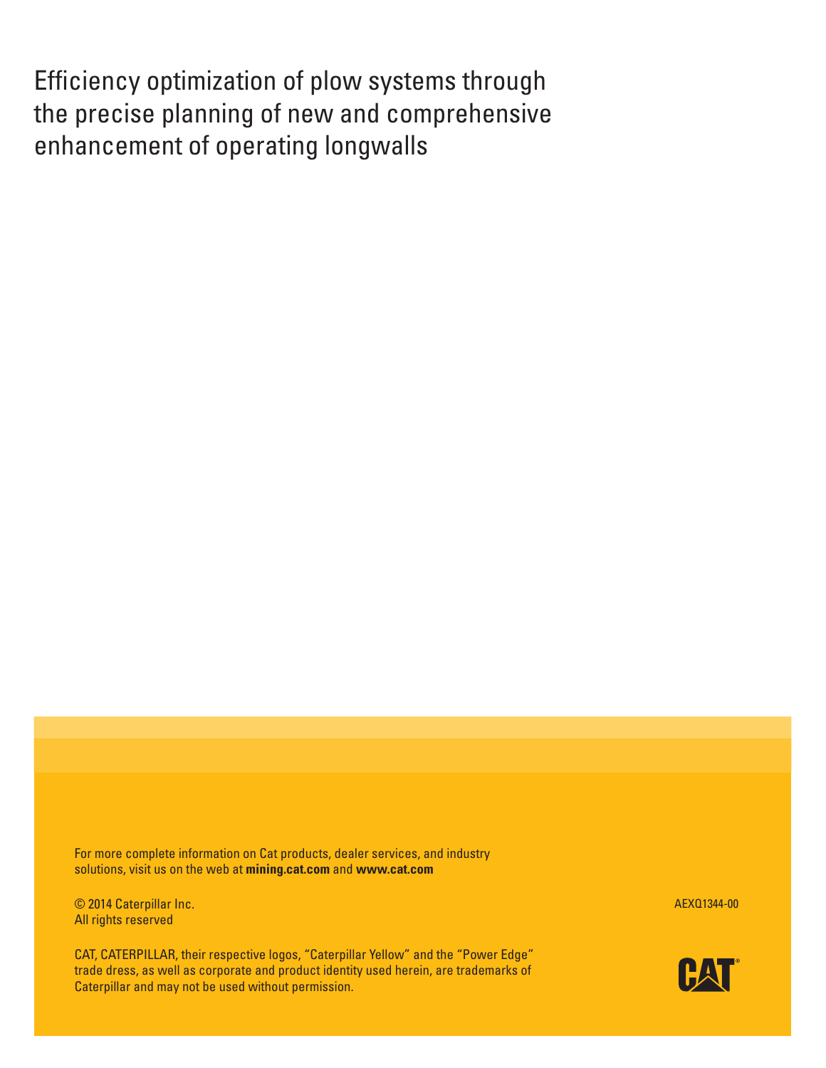Efficiency optimization of plow systems through the precise planning of new and comprehensive enhancement of operating longwalls

For more complete information on Cat products, dealer services, and industry solutions, visit us on the web at **mining.cat.com** and **www.cat.com**

© 2014 Caterpillar Inc.
All rights reserved

AEXQ1344-00

CAT, CATERPILLAR, their respective logos, "Caterpillar Yellow" and the "Power Edge" trade dress, as well as corporate and product identity used herein, are trademarks of Caterpillar and may not be used without permission.